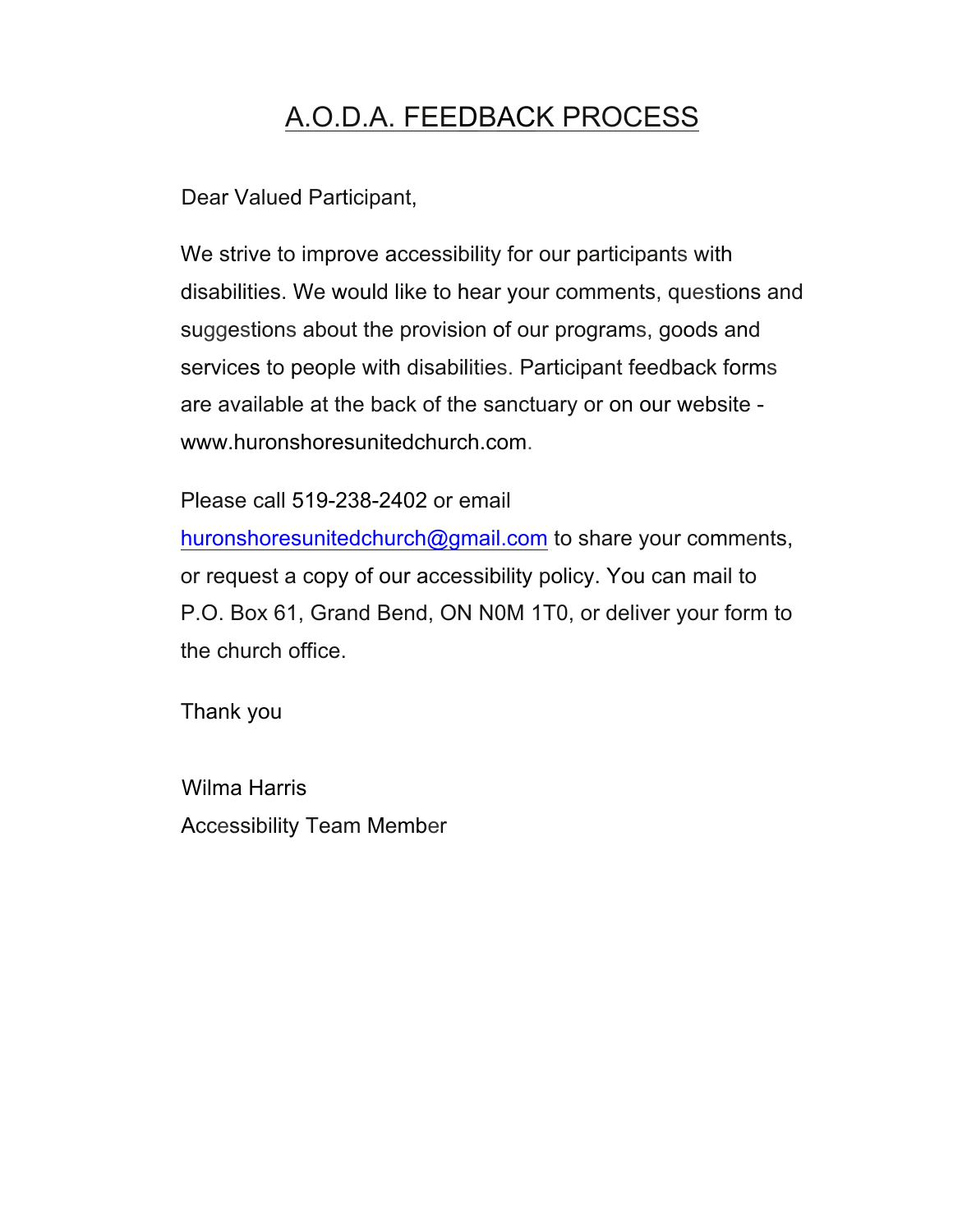# A.O.D.A. FEEDBACK PROCESS

Dear Valued Participant,

We strive to improve accessibility for our participants with disabilities. We would like to hear your comments, questions and suggestions about the provision of our programs, goods and services to people with disabilities. Participant feedback forms are available at the back of the sanctuary or on our website - www.huronshoresunitedchurch.com.

Please call 519-238-2402 or email huronshoresunitedchurch@gmail.com to share your comments, or request a copy of our accessibility policy. You can mail to P.O. Box 61, Grand Bend, ON N0M 1T0, or deliver your form to the church office.

Thank you

Wilma Harris
Accessibility Team Member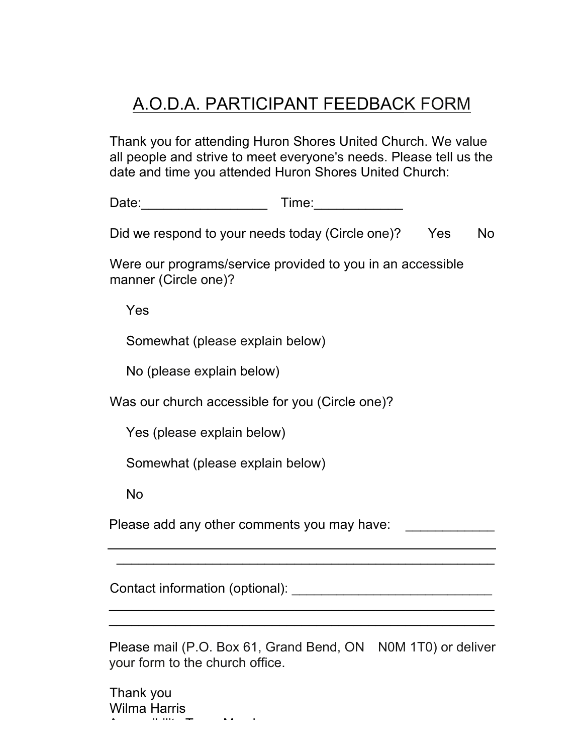# A.O.D.A. PARTICIPANT FEEDBACK FORM

Thank you for attending Huron Shores United Church. We value all people and strive to meet everyone's needs. Please tell us the date and time you attended Huron Shores United Church:

Date:_________________ Time:____________

Did we respond to your needs today (Circle one)? Yes No

Were our programs/service provided to you in an accessible manner (Circle one)?

Yes

Somewhat (please explain below)

No (please explain below)

Was our church accessible for you (Circle one)?

Yes (please explain below)

Somewhat (please explain below)

No

Please add any other comments you may have: ____________
_______________________________________________________
_______________________________________________________

Contact information (optional): ___________________________
_______________________________________________________
_______________________________________________________

Please mail (P.O. Box 61, Grand Bend, ON N0M 1T0) or deliver your form to the church office.

Thank you
Wilma Harris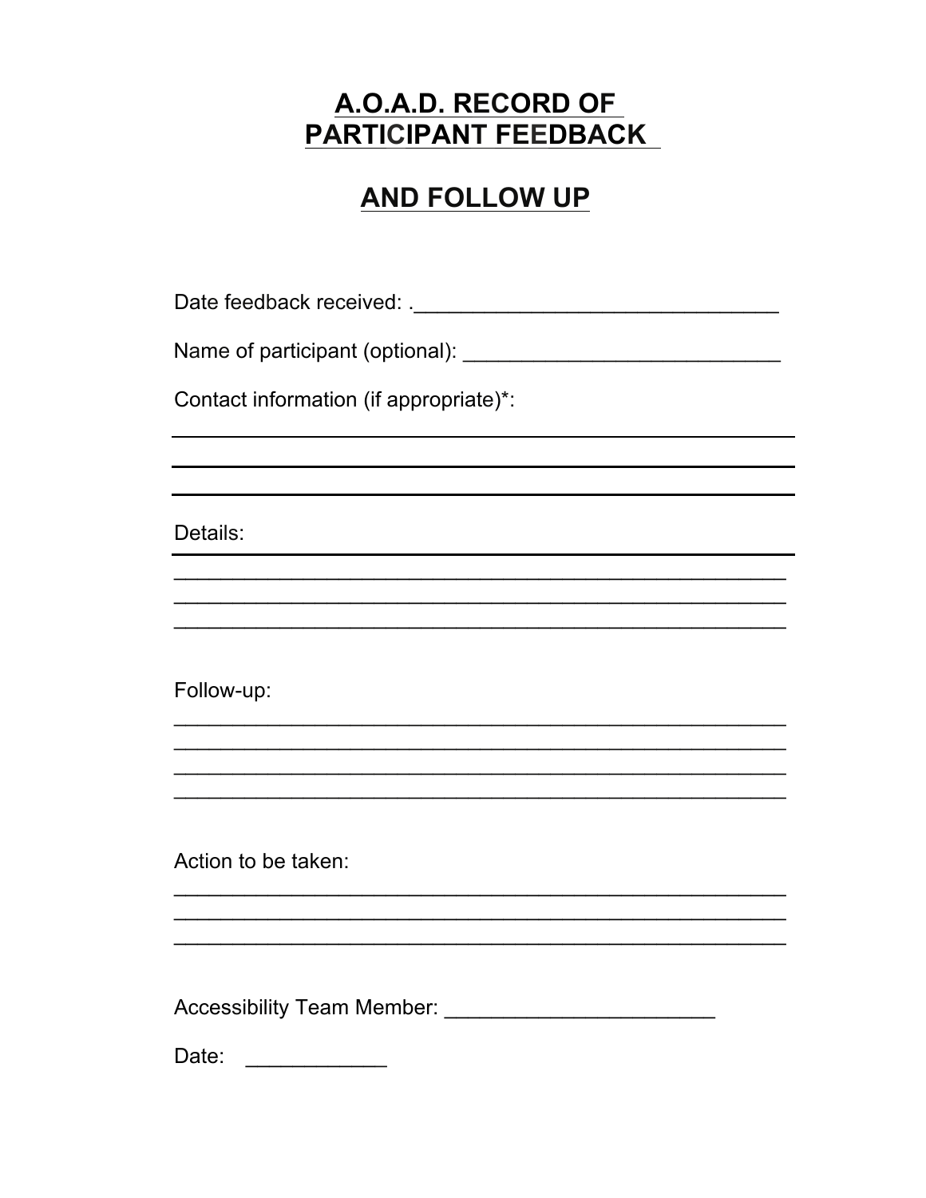# A.O.A.D. RECORD OF PARTICIPANT FEEDBACK

# AND FOLLOW UP

Date feedback received: .________________________________

Name of participant (optional): ____________________________

Contact information (if appropriate)*:

______________________________________________________

______________________________________________________

______________________________________________________

Details:

______________________________________________________

______________________________________________________

______________________________________________________

______________________________________________________

Follow-up:

______________________________________________________

______________________________________________________

______________________________________________________

______________________________________________________

Action to be taken:

______________________________________________________

______________________________________________________

______________________________________________________

Accessibility Team Member: ________________________

Date: ____________